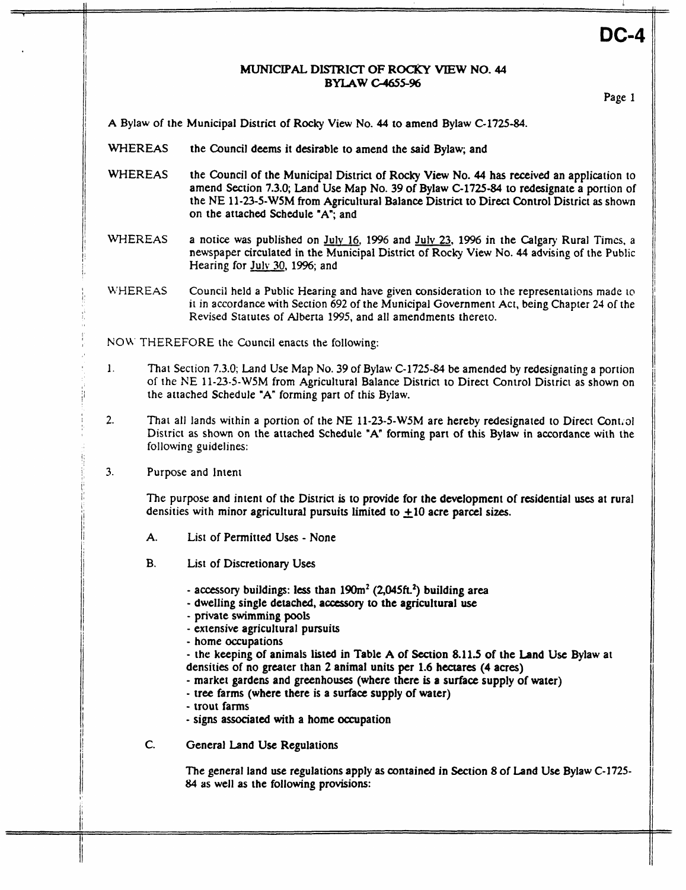# DC-4

## MUNICIPAL DISTRICT OF ROCKY VIEW NO. 44
## BYLAW C-4655-96

A Bylaw of the Municipal District of Rocky View No. 44 to amend Bylaw C-1725-84.

WHEREAS the Council deems it desirable to amend the said Bylaw; and

WHEREAS the Council of the Municipal District of Rocky View No. 44 has received an application to amend Section 7.3.0; Land Use Map No. 39 of Bylaw C-1725-84 to redesignate a portion of the NE 11-23-5-W5M from Agricultural Balance District to Direct Control District as shown on the attached Schedule "A"; and

WHEREAS a notice was published on July 16, 1996 and July 23, 1996 in the Calgary Rural Times, a newspaper circulated in the Municipal District of Rocky View No. 44 advising of the Public Hearing for July 30, 1996; and

WHEREAS Council held a Public Hearing and have given consideration to the representations made to it in accordance with Section 692 of the Municipal Government Act, being Chapter 24 of the Revised Statutes of Alberta 1995, and all amendments thereto.

NOW THEREFORE the Council enacts the following:

1. That Section 7.3.0; Land Use Map No. 39 of Bylaw C-1725-84 be amended by redesignating a portion of the NE 11-23-5-W5M from Agricultural Balance District to Direct Control District as shown on the attached Schedule "A" forming part of this Bylaw.

2. That all lands within a portion of the NE 11-23-5-W5M are hereby redesignated to Direct Control District as shown on the attached Schedule "A" forming part of this Bylaw in accordance with the following guidelines:

3. Purpose and Intent

   The purpose and intent of the District is to provide for the development of residential uses at rural densities with minor agricultural pursuits limited to ±10 acre parcel sizes.

   A. List of Permitted Uses - None

   B. List of Discretionary Uses

      - accessory buildings: less than 190m² (2,045ft.²) building area
      - dwelling single detached, accessory to the agricultural use
      - private swimming pools
      - extensive agricultural pursuits
      - home occupations
      - the keeping of animals listed in Table A of Section 8.11.5 of the Land Use Bylaw at densities of no greater than 2 animal units per 1.6 hectares (4 acres)
      - market gardens and greenhouses (where there is a surface supply of water)
      - tree farms (where there is a surface supply of water)
      - trout farms
      - signs associated with a home occupation

   C. General Land Use Regulations

      The general land use regulations apply as contained in Section 8 of Land Use Bylaw C-1725-84 as well as the following provisions: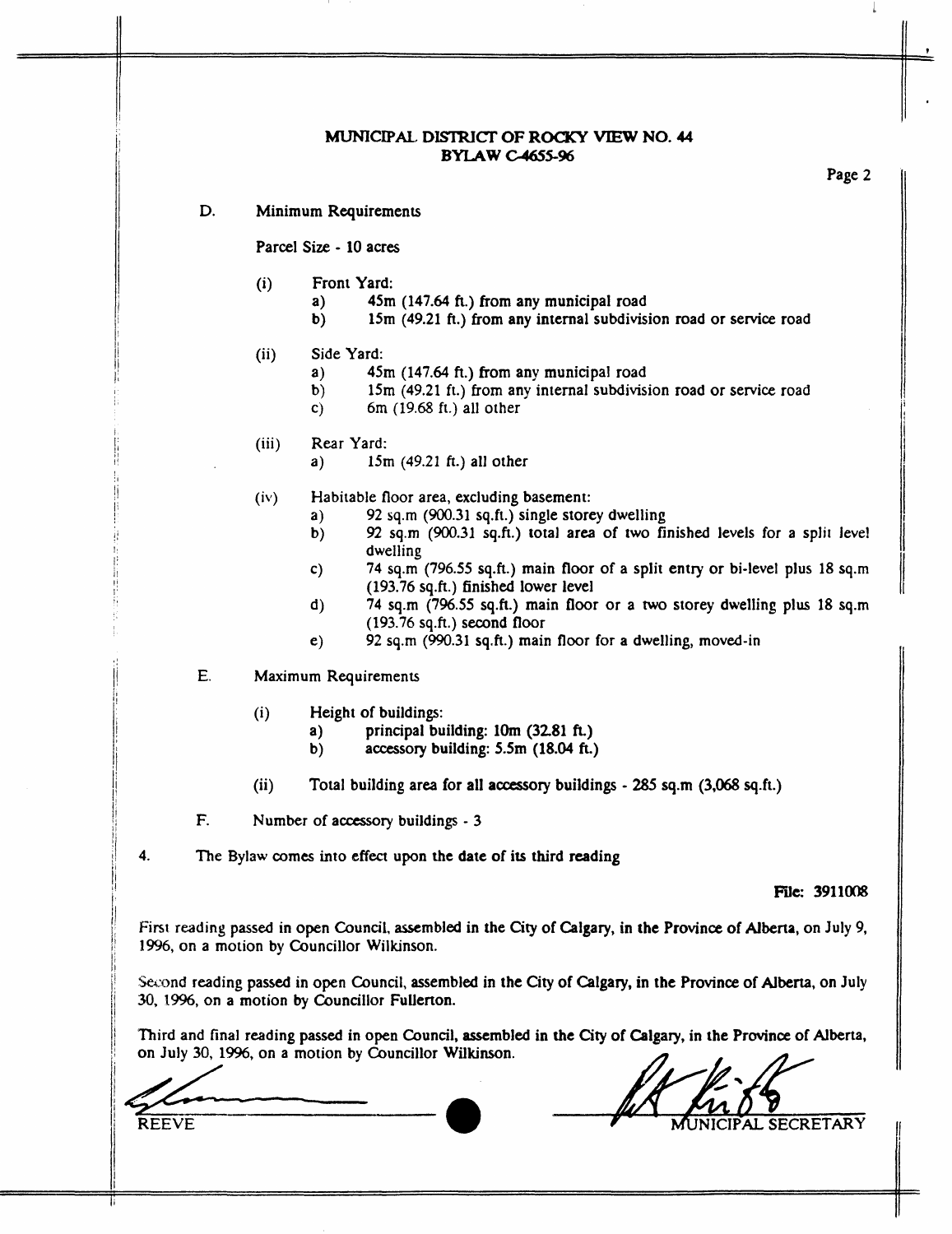MUNICIPAL DISTRICT OF ROCKY VIEW NO. 44
BYLAW C-4655-96

D. Minimum Requirements

Parcel Size - 10 acres

(i) Front Yard:
  a) 45m (147.64 ft.) from any municipal road
  b) 15m (49.21 ft.) from any internal subdivision road or service road

(ii) Side Yard:
  a) 45m (147.64 ft.) from any municipal road
  b) 15m (49.21 ft.) from any internal subdivision road or service road
  c) 6m (19.68 ft.) all other

(iii) Rear Yard:
  a) 15m (49.21 ft.) all other

(iv) Habitable floor area, excluding basement:
  a) 92 sq.m (900.31 sq.ft.) single storey dwelling
  b) 92 sq.m (900.31 sq.ft.) total area of two finished levels for a split level dwelling
  c) 74 sq.m (796.55 sq.ft.) main floor of a split entry or bi-level plus 18 sq.m (193.76 sq.ft.) finished lower level
  d) 74 sq.m (796.55 sq.ft.) main floor or a two storey dwelling plus 18 sq.m (193.76 sq.ft.) second floor
  e) 92 sq.m (990.31 sq.ft.) main floor for a dwelling, moved-in

E. Maximum Requirements

(i) Height of buildings:
  a) principal building: 10m (32.81 ft.)
  b) accessory building: 5.5m (18.04 ft.)

(ii) Total building area for all accessory buildings - 285 sq.m (3,068 sq.ft.)

F. Number of accessory buildings - 3

4. The Bylaw comes into effect upon the date of its third reading

File: 3911008

First reading passed in open Council, assembled in the City of Calgary, in the Province of Alberta, on July 9, 1996, on a motion by Councillor Wilkinson.

Second reading passed in open Council, assembled in the City of Calgary, in the Province of Alberta, on July 30, 1996, on a motion by Councillor Fullerton.

Third and final reading passed in open Council, assembled in the City of Calgary, in the Province of Alberta, on July 30, 1996, on a motion by Councillor Wilkinson.

REEVE

MUNICIPAL SECRETARY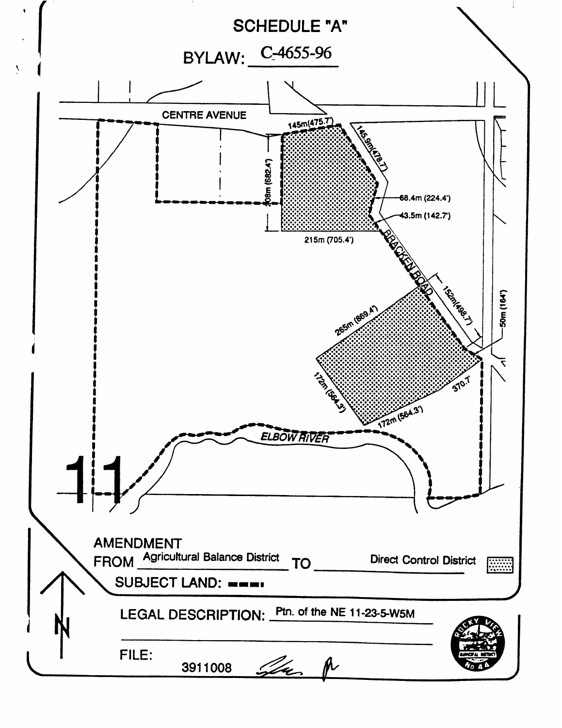# SCHEDULE "A"

BYLAW: C-4655-96

CENTRE AVENUE

145m(475.7')

145.9m(478.7')

208m (682.4')

68.4m (224.4')

43.5m (142.7')

215m (705.4')

BRACKEN ROAD

152m(498.7')

50m (164')

265m (869.4')

172m (564.3')

370.7'

172m (564.3')

ELBOW RIVER

11

AMENDMENT

FROM Agricultural Balance District TO Direct Control District

SUBJECT LAND:

LEGAL DESCRIPTION: Ptn. of the NE 11-23-5-W5M

FILE: 3911008

N